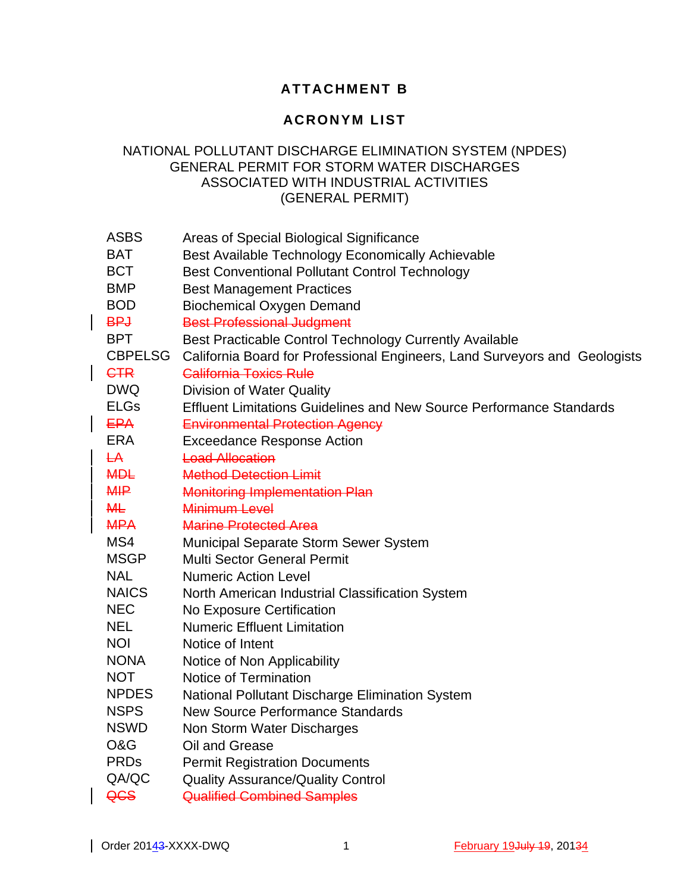# ATTACHMENT B

## ACRONYM LIST

NATIONAL POLLUTANT DISCHARGE ELIMINATION SYSTEM (NPDES)
GENERAL PERMIT FOR STORM WATER DISCHARGES
ASSOCIATED WITH INDUSTRIAL ACTIVITIES
(GENERAL PERMIT)

| | |
|---|---|
| ASBS | Areas of Special Biological Significance |
| BAT | Best Available Technology Economically Achievable |
| BCT | Best Conventional Pollutant Control Technology |
| BMP | Best Management Practices |
| BOD | Biochemical Oxygen Demand |
| ~~BPJ~~ | ~~Best Professional Judgment~~ |
| BPT | Best Practicable Control Technology Currently Available |
| CBPELSG | California Board for Professional Engineers, Land Surveyors and Geologists |
| ~~CTR~~ | ~~California Toxics Rule~~ |
| DWQ | Division of Water Quality |
| ELGs | Effluent Limitations Guidelines and New Source Performance Standards |
| ~~EPA~~ | ~~Environmental Protection Agency~~ |
| ERA | Exceedance Response Action |
| ~~LA~~ | ~~Load Allocation~~ |
| ~~MDL~~ | ~~Method Detection Limit~~ |
| ~~MIP~~ | ~~Monitoring Implementation Plan~~ |
| ~~ML~~ | ~~Minimum Level~~ |
| ~~MPA~~ | ~~Marine Protected Area~~ |
| MS4 | Municipal Separate Storm Sewer System |
| MSGP | Multi Sector General Permit |
| NAL | Numeric Action Level |
| NAICS | North American Industrial Classification System |
| NEC | No Exposure Certification |
| NEL | Numeric Effluent Limitation |
| NOI | Notice of Intent |
| NONA | Notice of Non Applicability |
| NOT | Notice of Termination |
| NPDES | National Pollutant Discharge Elimination System |
| NSPS | New Source Performance Standards |
| NSWD | Non Storm Water Discharges |
| O&G | Oil and Grease |
| PRDs | Permit Registration Documents |
| QA/QC | Quality Assurance/Quality Control |
| ~~QCS~~ | ~~Qualified Combined Samples~~ |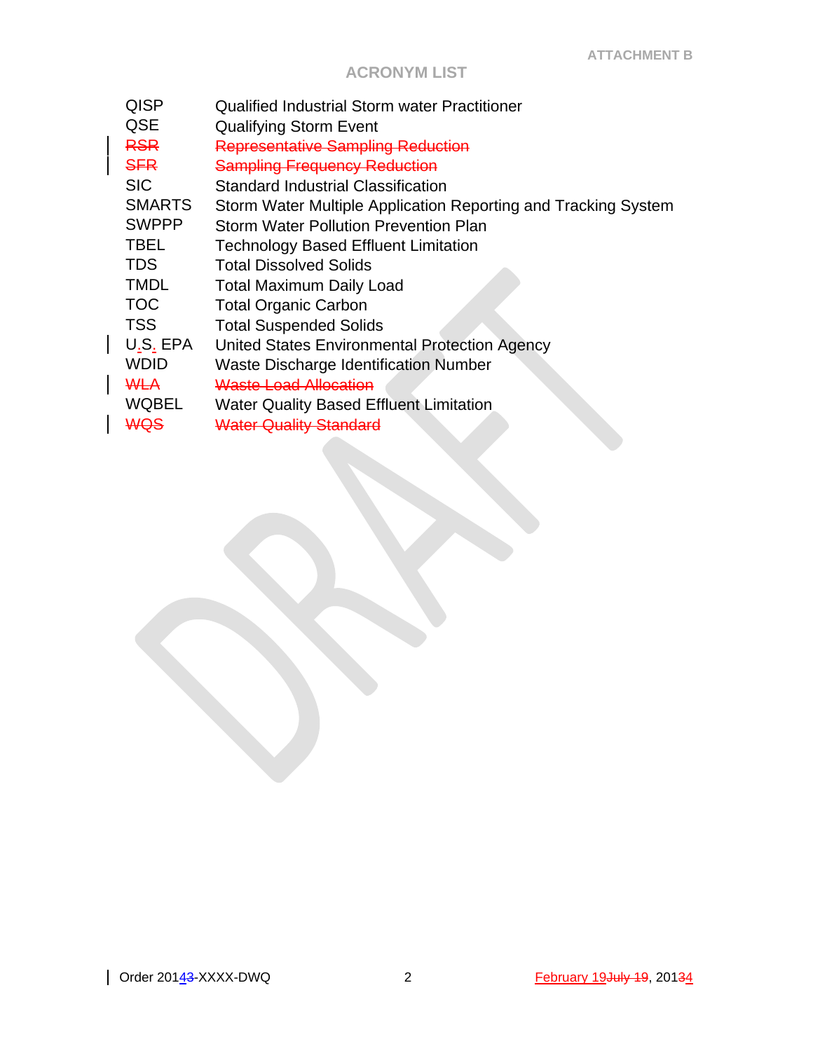ATTACHMENT B

## ACRONYM LIST

| | |
|---|---|
| QISP | Qualified Industrial Storm water Practitioner |
| QSE | Qualifying Storm Event |
| ~~RSR~~ | ~~Representative Sampling Reduction~~ |
| ~~SFR~~ | ~~Sampling Frequency Reduction~~ |
| SIC | Standard Industrial Classification |
| SMARTS | Storm Water Multiple Application Reporting and Tracking System |
| SWPPP | Storm Water Pollution Prevention Plan |
| TBEL | Technology Based Effluent Limitation |
| TDS | Total Dissolved Solids |
| TMDL | Total Maximum Daily Load |
| TOC | Total Organic Carbon |
| TSS | Total Suspended Solids |
| U.S. EPA | United States Environmental Protection Agency |
| WDID | Waste Discharge Identification Number |
| ~~WLA~~ | ~~Waste Load Allocation~~ |
| WQBEL | Water Quality Based Effluent Limitation |
| ~~WQS~~ | ~~Water Quality Standard~~ |